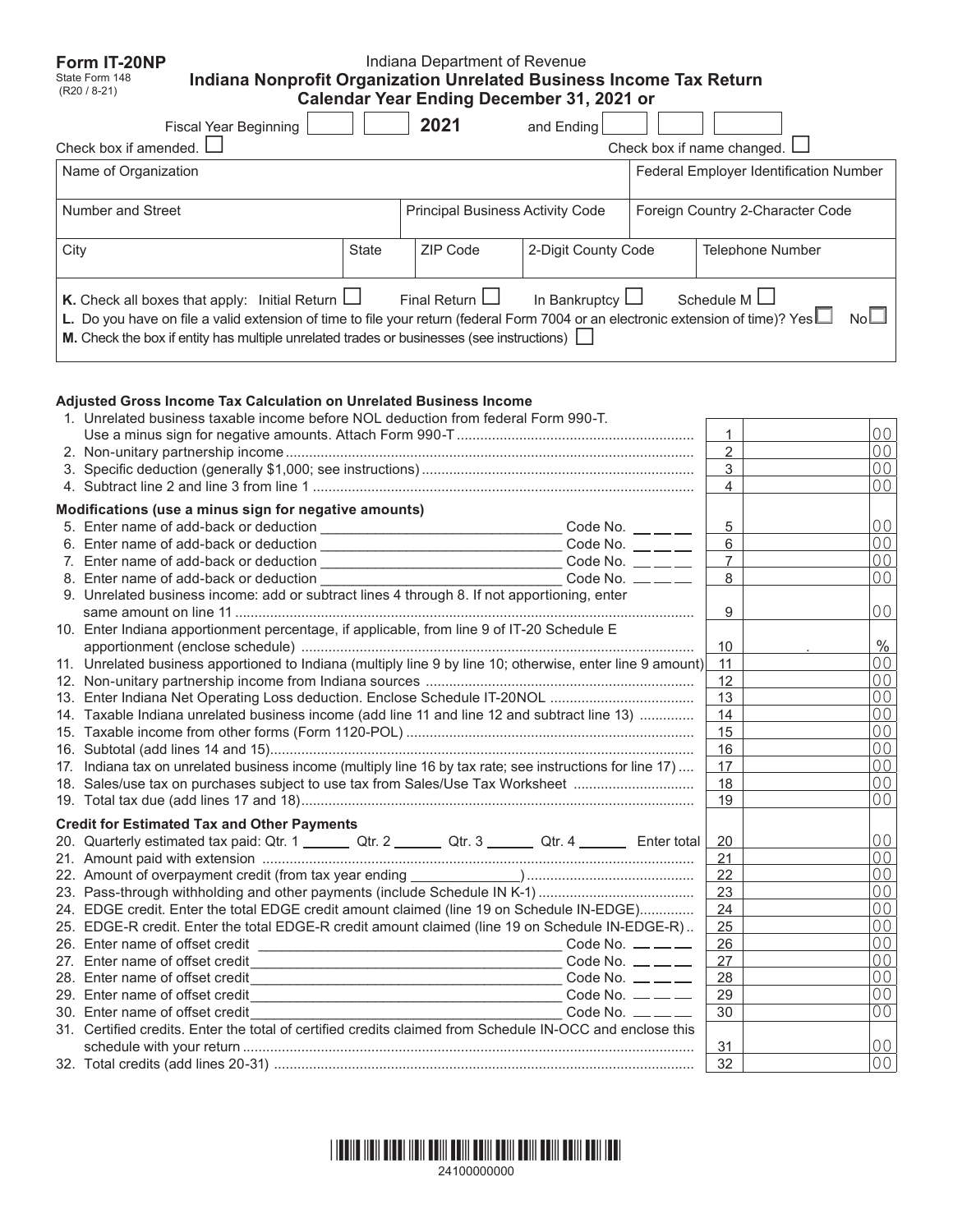**Form IT-20NP**
State Form 148
(R20 / 8-21)

Indiana Department of Revenue

# Indiana Nonprofit Organization Unrelated Business Income Tax Return

## Calendar Year Ending December 31, 2021 or

Fiscal Year Beginning ____ ____ **2021** and Ending ____ ____ ____

Check box if amended. ☐ Check box if name changed. ☐

| Name of Organization | | | | Federal Employer Identification Number |
|---|---|---|---|---|
| Number and Street | | Principal Business Activity Code | | Foreign Country 2-Character Code |
| City | State | ZIP Code | 2-Digit County Code | Telephone Number |

**K.** Check all boxes that apply: Initial Return ☐ Final Return ☐ In Bankruptcy ☐ Schedule M ☐

**L.** Do you have on file a valid extension of time to file your return (federal Form 7004 or an electronic extension of time)? Yes ☐ No ☐

**M.** Check the box if entity has multiple unrelated trades or businesses (see instructions) ☐

### Adjusted Gross Income Tax Calculation on Unrelated Business Income

| | Line | Amount |
|---|---|---|
| 1. Unrelated business taxable income before NOL deduction from federal Form 990-T. Use a minus sign for negative amounts. Attach Form 990-T | 1 | 00 |
| 2. Non-unitary partnership income | 2 | 00 |
| 3. Specific deduction (generally $1,000; see instructions) | 3 | 00 |
| 4. Subtract line 2 and line 3 from line 1 | 4 | 00 |
| **Modifications (use a minus sign for negative amounts)** | | |
| 5. Enter name of add-back or deduction ______________ Code No. ___ | 5 | 00 |
| 6. Enter name of add-back or deduction ______________ Code No. ___ | 6 | 00 |
| 7. Enter name of add-back or deduction ______________ Code No. ___ | 7 | 00 |
| 8. Enter name of add-back or deduction ______________ Code No. ___ | 8 | 00 |
| 9. Unrelated business income: add or subtract lines 4 through 8. If not apportioning, enter same amount on line 11 | 9 | 00 |
| 10. Enter Indiana apportionment percentage, if applicable, from line 9 of IT-20 Schedule E apportionment (enclose schedule) | 10 | . % |
| 11. Unrelated business apportioned to Indiana (multiply line 9 by line 10; otherwise, enter line 9 amount) | 11 | 00 |
| 12. Non-unitary partnership income from Indiana sources | 12 | 00 |
| 13. Enter Indiana Net Operating Loss deduction. Enclose Schedule IT-20NOL | 13 | 00 |
| 14. Taxable Indiana unrelated business income (add line 11 and line 12 and subtract line 13) | 14 | 00 |
| 15. Taxable income from other forms (Form 1120-POL) | 15 | 00 |
| 16. Subtotal (add lines 14 and 15) | 16 | 00 |
| 17. Indiana tax on unrelated business income (multiply line 16 by tax rate; see instructions for line 17) | 17 | 00 |
| 18. Sales/use tax on purchases subject to use tax from Sales/Use Tax Worksheet | 18 | 00 |
| 19. Total tax due (add lines 17 and 18) | 19 | 00 |
| **Credit for Estimated Tax and Other Payments** | | |
| 20. Quarterly estimated tax paid: Qtr. 1 ______ Qtr. 2 ______ Qtr. 3 ______ Qtr. 4 ______ Enter total | 20 | 00 |
| 21. Amount paid with extension | 21 | 00 |
| 22. Amount of overpayment credit (from tax year ending ______________) | 22 | 00 |
| 23. Pass-through withholding and other payments (include Schedule IN K-1) | 23 | 00 |
| 24. EDGE credit. Enter the total EDGE credit amount claimed (line 19 on Schedule IN-EDGE) | 24 | 00 |
| 25. EDGE-R credit. Enter the total EDGE-R credit amount claimed (line 19 on Schedule IN-EDGE-R) | 25 | 00 |
| 26. Enter name of offset credit ______________ Code No. ___ | 26 | 00 |
| 27. Enter name of offset credit ______________ Code No. ___ | 27 | 00 |
| 28. Enter name of offset credit ______________ Code No. ___ | 28 | 00 |
| 29. Enter name of offset credit ______________ Code No. ___ | 29 | 00 |
| 30. Enter name of offset credit ______________ Code No. ___ | 30 | 00 |
| 31. Certified credits. Enter the total of certified credits claimed from Schedule IN-OCC and enclose this schedule with your return | 31 | 00 |
| 32. Total credits (add lines 20-31) | 32 | 00 |

24100000000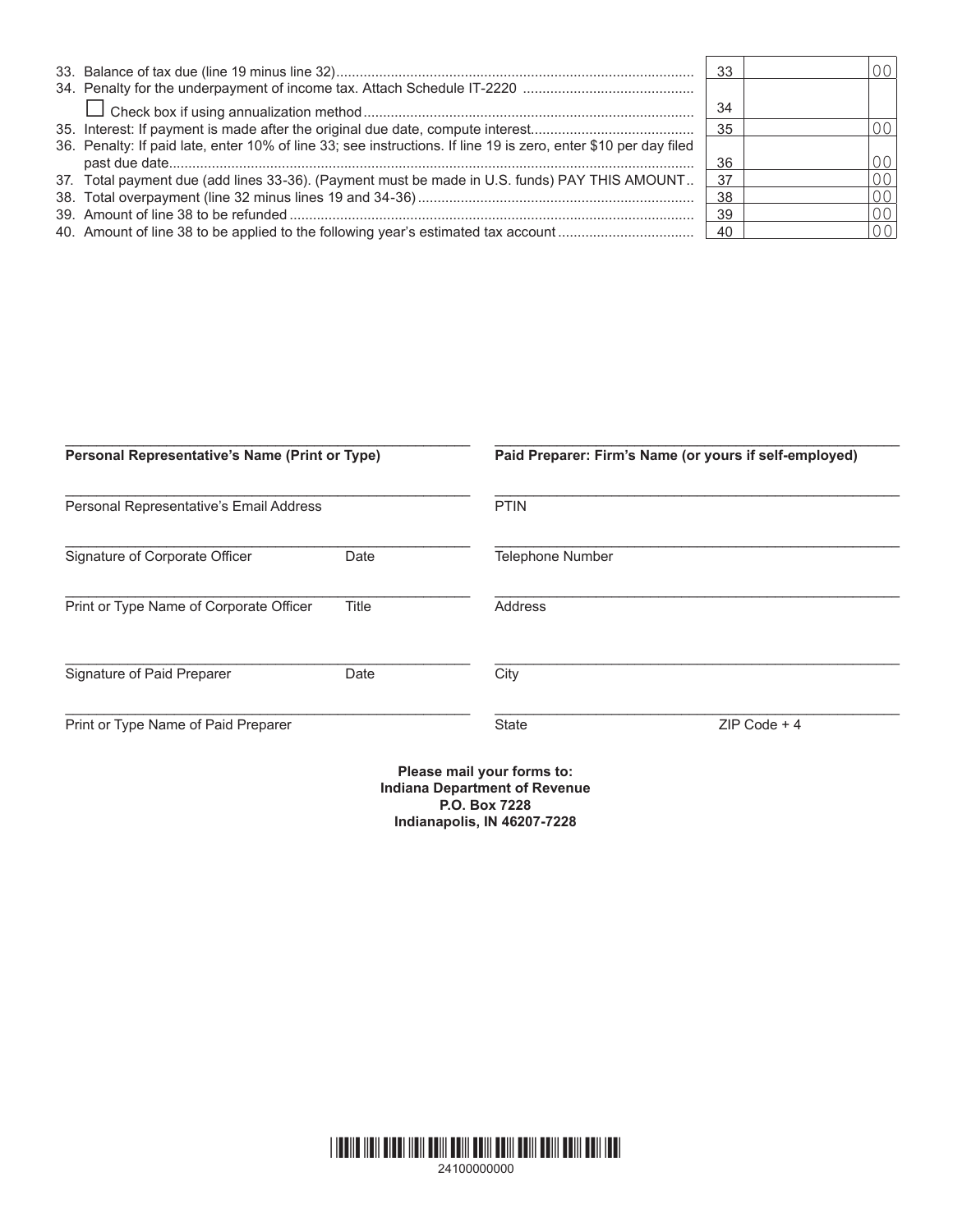| | | | |
|---|---|---|---|
| 33. Balance of tax due (line 19 minus line 32) | 33 | | 00 |
| 34. Penalty for the underpayment of income tax. Attach Schedule IT-2220<br>☐ Check box if using annualization method | 34 | | |
| 35. Interest: If payment is made after the original due date, compute interest | 35 | | 00 |
| 36. Penalty: If paid late, enter 10% of line 33; see instructions. If line 19 is zero, enter $10 per day filed past due date | 36 | | 00 |
| 37. Total payment due (add lines 33-36). (Payment must be made in U.S. funds) PAY THIS AMOUNT | 37 | | 00 |
| 38. Total overpayment (line 32 minus lines 19 and 34-36) | 38 | | 00 |
| 39. Amount of line 38 to be refunded | 39 | | 00 |
| 40. Amount of line 38 to be applied to the following year's estimated tax account | 40 | | 00 |

______________________________
**Personal Representative's Name (Print or Type)**

______________________________
Personal Representative's Email Address

______________________________
Signature of Corporate Officer Date

______________________________
Print or Type Name of Corporate Officer Title

______________________________
Signature of Paid Preparer Date

______________________________
Print or Type Name of Paid Preparer

______________________________
**Paid Preparer: Firm's Name (or yours if self-employed)**

______________________________
PTIN

______________________________
Telephone Number

______________________________
Address

______________________________
City

______________________________
State ZIP Code + 4

**Please mail your forms to:**
**Indiana Department of Revenue**
**P.O. Box 7228**
**Indianapolis, IN 46207-7228**

24100000000